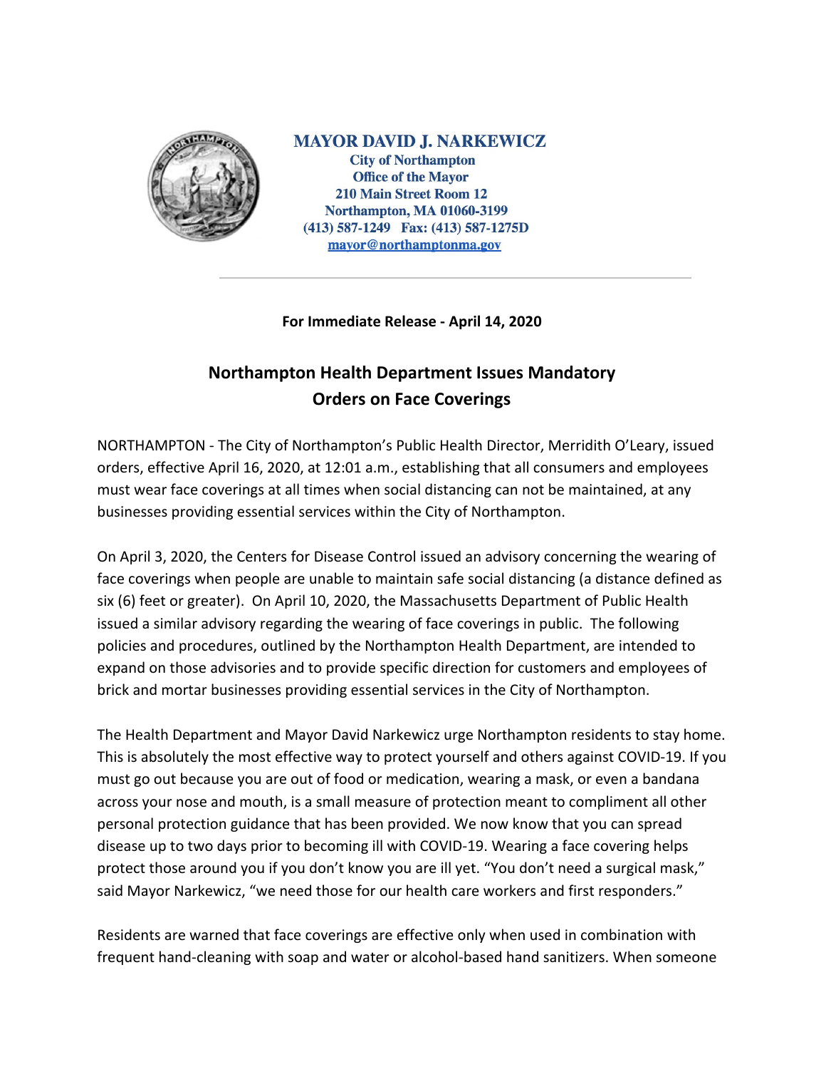**MAYOR DAVID J. NARKEWICZ**
**City of Northampton**
**Office of the Mayor**
**210 Main Street Room 12**
**Northampton, MA 01060-3199**
**(413) 587-1249 Fax: (413) 587-1275D**
**mayor@northamptonma.gov**

---

**For Immediate Release - April 14, 2020**

## Northampton Health Department Issues Mandatory Orders on Face Coverings

NORTHAMPTON - The City of Northampton's Public Health Director, Merridith O'Leary, issued orders, effective April 16, 2020, at 12:01 a.m., establishing that all consumers and employees must wear face coverings at all times when social distancing can not be maintained, at any businesses providing essential services within the City of Northampton.

On April 3, 2020, the Centers for Disease Control issued an advisory concerning the wearing of face coverings when people are unable to maintain safe social distancing (a distance defined as six (6) feet or greater). On April 10, 2020, the Massachusetts Department of Public Health issued a similar advisory regarding the wearing of face coverings in public. The following policies and procedures, outlined by the Northampton Health Department, are intended to expand on those advisories and to provide specific direction for customers and employees of brick and mortar businesses providing essential services in the City of Northampton.

The Health Department and Mayor David Narkewicz urge Northampton residents to stay home. This is absolutely the most effective way to protect yourself and others against COVID-19. If you must go out because you are out of food or medication, wearing a mask, or even a bandana across your nose and mouth, is a small measure of protection meant to compliment all other personal protection guidance that has been provided. We now know that you can spread disease up to two days prior to becoming ill with COVID-19. Wearing a face covering helps protect those around you if you don't know you are ill yet. "You don't need a surgical mask," said Mayor Narkewicz, "we need those for our health care workers and first responders."

Residents are warned that face coverings are effective only when used in combination with frequent hand-cleaning with soap and water or alcohol-based hand sanitizers. When someone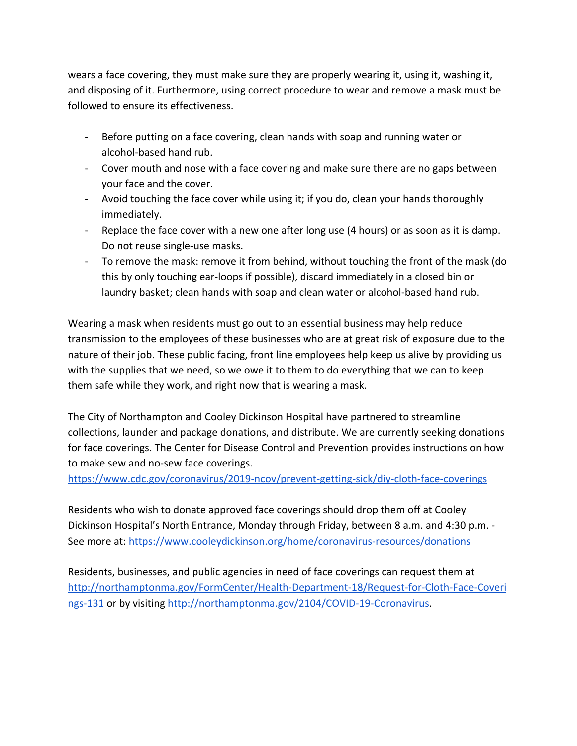wears a face covering, they must make sure they are properly wearing it, using it, washing it, and disposing of it. Furthermore, using correct procedure to wear and remove a mask must be followed to ensure its effectiveness.

- Before putting on a face covering, clean hands with soap and running water or alcohol-based hand rub.
- Cover mouth and nose with a face covering and make sure there are no gaps between your face and the cover.
- Avoid touching the face cover while using it; if you do, clean your hands thoroughly immediately.
- Replace the face cover with a new one after long use (4 hours) or as soon as it is damp. Do not reuse single-use masks.
- To remove the mask: remove it from behind, without touching the front of the mask (do this by only touching ear-loops if possible), discard immediately in a closed bin or laundry basket; clean hands with soap and clean water or alcohol-based hand rub.

Wearing a mask when residents must go out to an essential business may help reduce transmission to the employees of these businesses who are at great risk of exposure due to the nature of their job. These public facing, front line employees help keep us alive by providing us with the supplies that we need, so we owe it to them to do everything that we can to keep them safe while they work, and right now that is wearing a mask.

The City of Northampton and Cooley Dickinson Hospital have partnered to streamline collections, launder and package donations, and distribute. We are currently seeking donations for face coverings. The Center for Disease Control and Prevention provides instructions on how to make sew and no-sew face coverings.
https://www.cdc.gov/coronavirus/2019-ncov/prevent-getting-sick/diy-cloth-face-coverings

Residents who wish to donate approved face coverings should drop them off at Cooley Dickinson Hospital's North Entrance, Monday through Friday, between 8 a.m. and 4:30 p.m. - See more at: https://www.cooleydickinson.org/home/coronavirus-resources/donations

Residents, businesses, and public agencies in need of face coverings can request them at http://northamptonma.gov/FormCenter/Health-Department-18/Request-for-Cloth-Face-Coverings-131 or by visiting http://northamptonma.gov/2104/COVID-19-Coronavirus.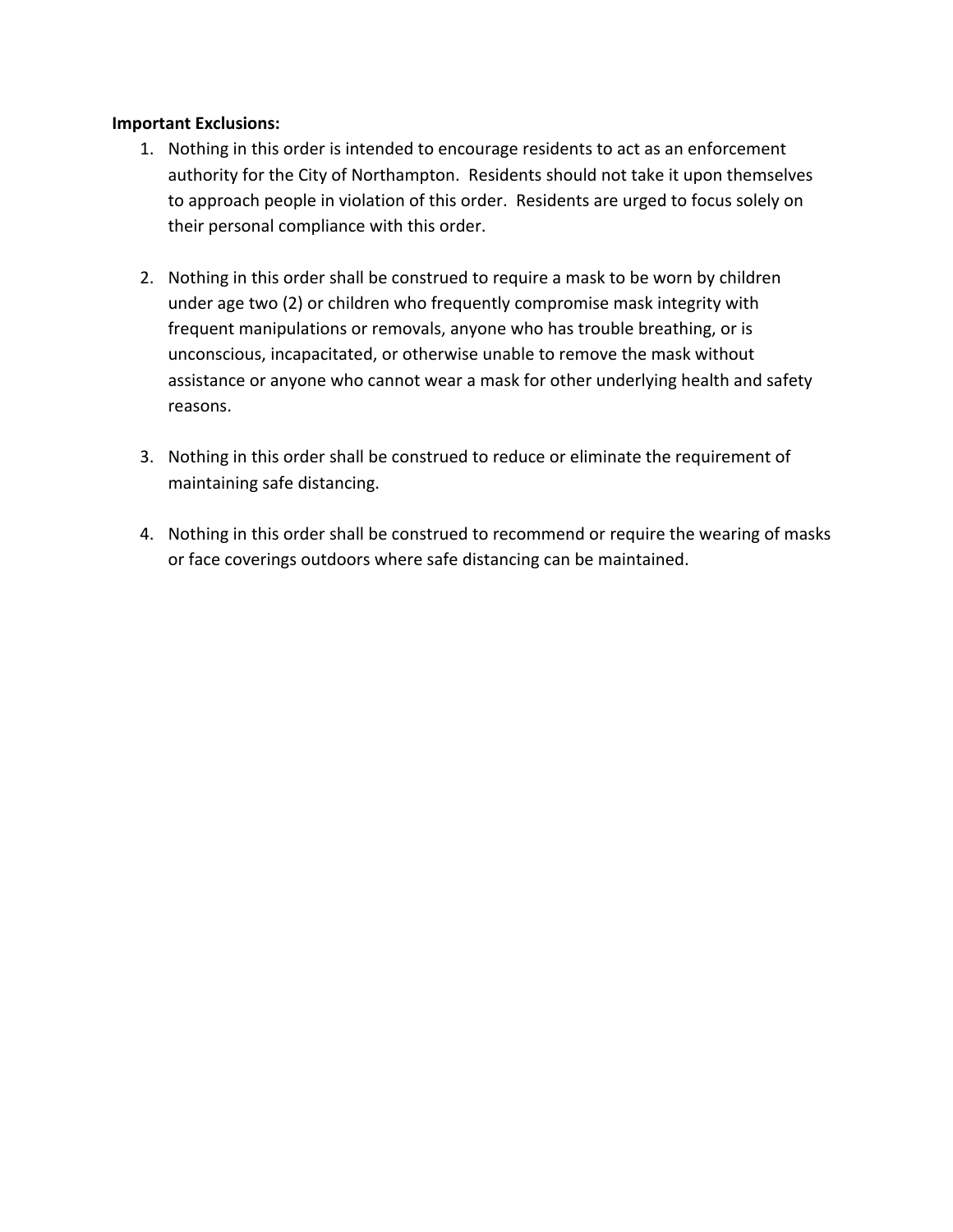**Important Exclusions:**

1. Nothing in this order is intended to encourage residents to act as an enforcement authority for the City of Northampton. Residents should not take it upon themselves to approach people in violation of this order. Residents are urged to focus solely on their personal compliance with this order.

2. Nothing in this order shall be construed to require a mask to be worn by children under age two (2) or children who frequently compromise mask integrity with frequent manipulations or removals, anyone who has trouble breathing, or is unconscious, incapacitated, or otherwise unable to remove the mask without assistance or anyone who cannot wear a mask for other underlying health and safety reasons.

3. Nothing in this order shall be construed to reduce or eliminate the requirement of maintaining safe distancing.

4. Nothing in this order shall be construed to recommend or require the wearing of masks or face coverings outdoors where safe distancing can be maintained.